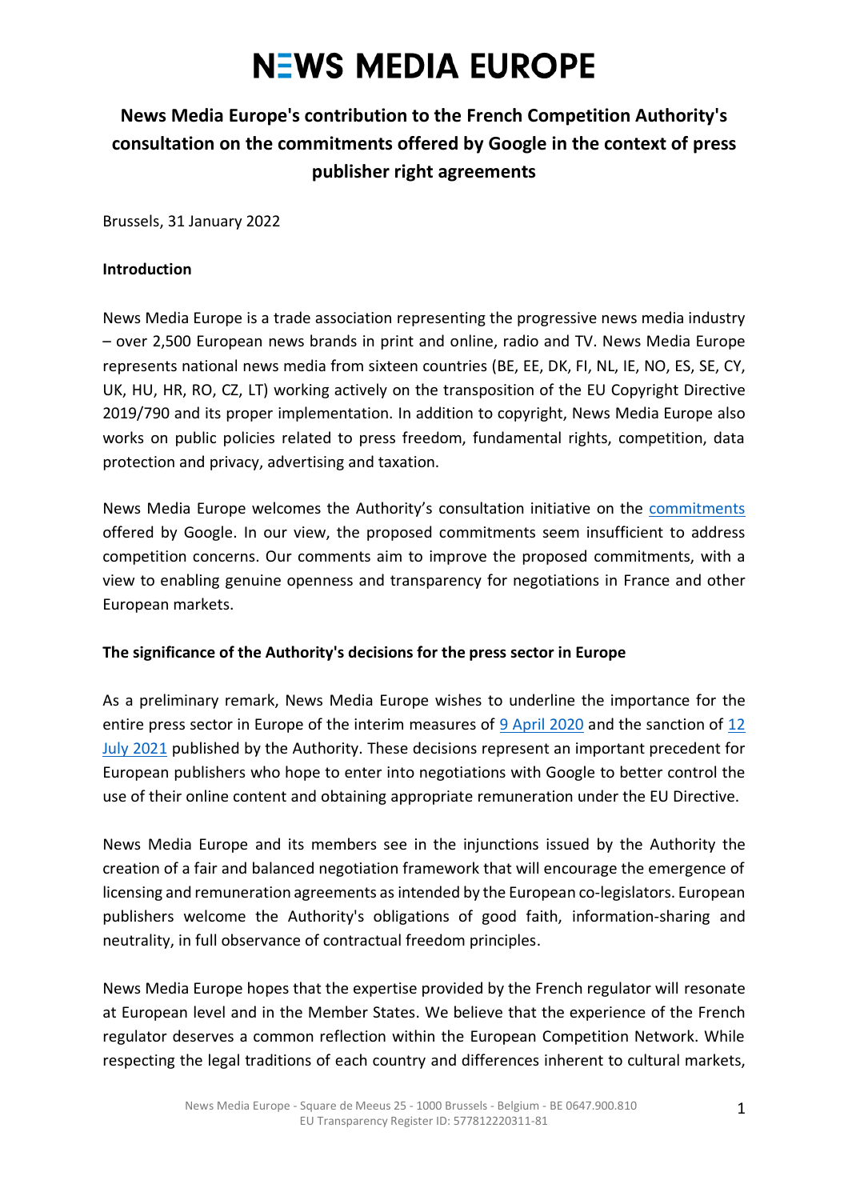# NEWS MEDIA EUROPE

## News Media Europe's contribution to the French Competition Authority's consultation on the commitments offered by Google in the context of press publisher right agreements

Brussels, 31 January 2022

**Introduction**

News Media Europe is a trade association representing the progressive news media industry – over 2,500 European news brands in print and online, radio and TV. News Media Europe represents national news media from sixteen countries (BE, EE, DK, FI, NL, IE, NO, ES, SE, CY, UK, HU, HR, RO, CZ, LT) working actively on the transposition of the EU Copyright Directive 2019/790 and its proper implementation. In addition to copyright, News Media Europe also works on public policies related to press freedom, fundamental rights, competition, data protection and privacy, advertising and taxation.

News Media Europe welcomes the Authority's consultation initiative on the commitments offered by Google. In our view, the proposed commitments seem insufficient to address competition concerns. Our comments aim to improve the proposed commitments, with a view to enabling genuine openness and transparency for negotiations in France and other European markets.

**The significance of the Authority's decisions for the press sector in Europe**

As a preliminary remark, News Media Europe wishes to underline the importance for the entire press sector in Europe of the interim measures of 9 April 2020 and the sanction of 12 July 2021 published by the Authority. These decisions represent an important precedent for European publishers who hope to enter into negotiations with Google to better control the use of their online content and obtaining appropriate remuneration under the EU Directive.

News Media Europe and its members see in the injunctions issued by the Authority the creation of a fair and balanced negotiation framework that will encourage the emergence of licensing and remuneration agreements as intended by the European co-legislators. European publishers welcome the Authority's obligations of good faith, information-sharing and neutrality, in full observance of contractual freedom principles.

News Media Europe hopes that the expertise provided by the French regulator will resonate at European level and in the Member States. We believe that the experience of the French regulator deserves a common reflection within the European Competition Network. While respecting the legal traditions of each country and differences inherent to cultural markets,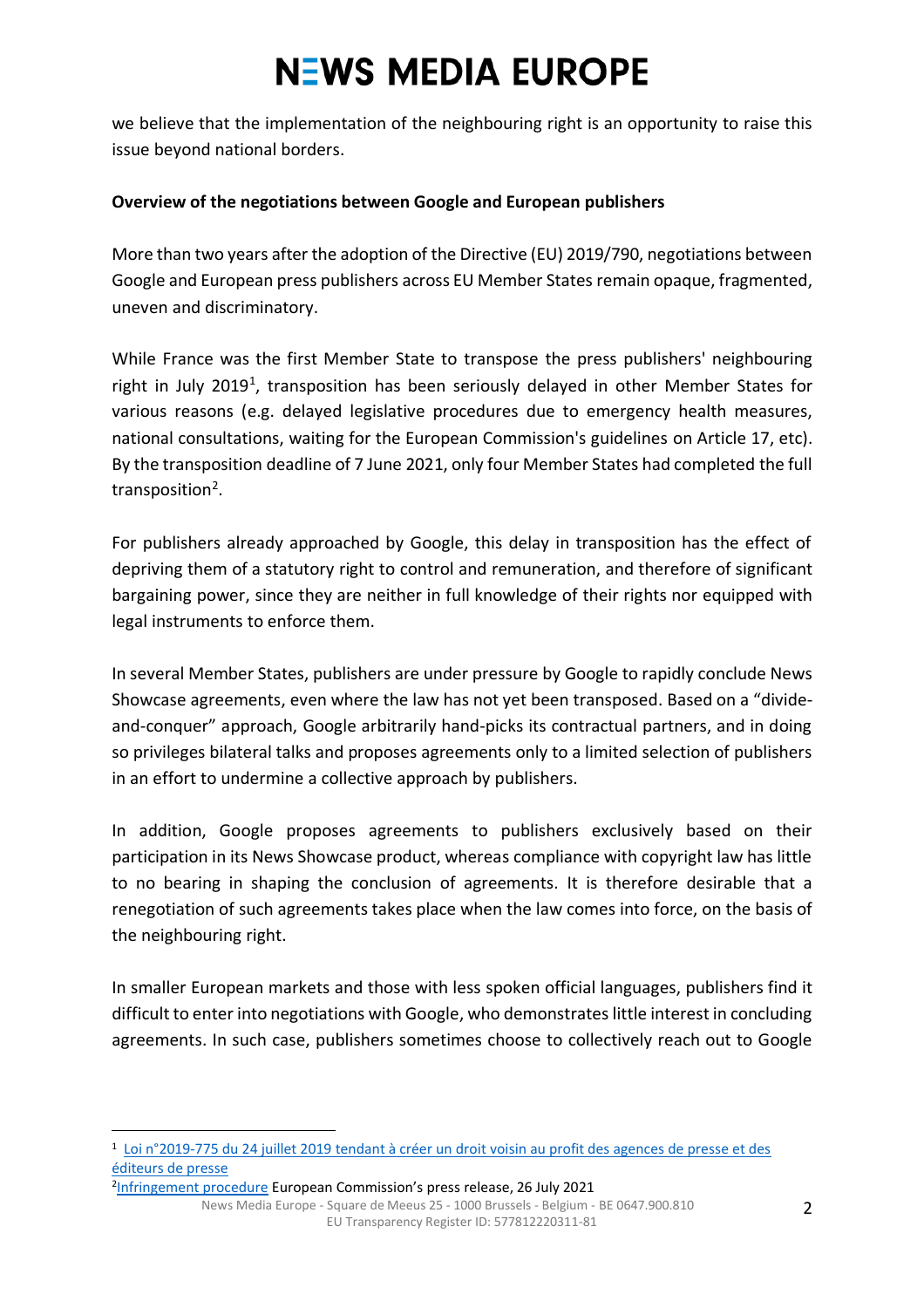we believe that the implementation of the neighbouring right is an opportunity to raise this issue beyond national borders.

**Overview of the negotiations between Google and European publishers**

More than two years after the adoption of the Directive (EU) 2019/790, negotiations between Google and European press publishers across EU Member States remain opaque, fragmented, uneven and discriminatory.

While France was the first Member State to transpose the press publishers' neighbouring right in July 2019[1], transposition has been seriously delayed in other Member States for various reasons (e.g. delayed legislative procedures due to emergency health measures, national consultations, waiting for the European Commission's guidelines on Article 17, etc). By the transposition deadline of 7 June 2021, only four Member States had completed the full transposition[2].

For publishers already approached by Google, this delay in transposition has the effect of depriving them of a statutory right to control and remuneration, and therefore of significant bargaining power, since they are neither in full knowledge of their rights nor equipped with legal instruments to enforce them.

In several Member States, publishers are under pressure by Google to rapidly conclude News Showcase agreements, even where the law has not yet been transposed. Based on a "divide-and-conquer" approach, Google arbitrarily hand-picks its contractual partners, and in doing so privileges bilateral talks and proposes agreements only to a limited selection of publishers in an effort to undermine a collective approach by publishers.

In addition, Google proposes agreements to publishers exclusively based on their participation in its News Showcase product, whereas compliance with copyright law has little to no bearing in shaping the conclusion of agreements. It is therefore desirable that a renegotiation of such agreements takes place when the law comes into force, on the basis of the neighbouring right.

In smaller European markets and those with less spoken official languages, publishers find it difficult to enter into negotiations with Google, who demonstrates little interest in concluding agreements. In such case, publishers sometimes choose to collectively reach out to Google

---

[1] Loi n°2019-775 du 24 juillet 2019 tendant à créer un droit voisin au profit des agences de presse et des éditeurs de presse

[2] Infringement procedure European Commission's press release, 26 July 2021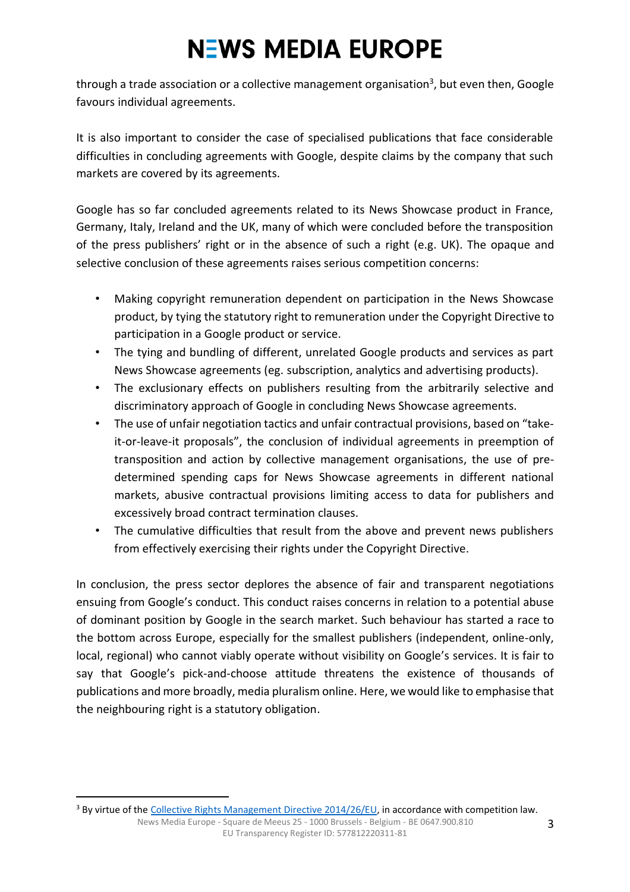through a trade association or a collective management organisation[3], but even then, Google favours individual agreements.

It is also important to consider the case of specialised publications that face considerable difficulties in concluding agreements with Google, despite claims by the company that such markets are covered by its agreements.

Google has so far concluded agreements related to its News Showcase product in France, Germany, Italy, Ireland and the UK, many of which were concluded before the transposition of the press publishers' right or in the absence of such a right (e.g. UK). The opaque and selective conclusion of these agreements raises serious competition concerns:

- Making copyright remuneration dependent on participation in the News Showcase product, by tying the statutory right to remuneration under the Copyright Directive to participation in a Google product or service.
- The tying and bundling of different, unrelated Google products and services as part News Showcase agreements (eg. subscription, analytics and advertising products).
- The exclusionary effects on publishers resulting from the arbitrarily selective and discriminatory approach of Google in concluding News Showcase agreements.
- The use of unfair negotiation tactics and unfair contractual provisions, based on "take-it-or-leave-it proposals", the conclusion of individual agreements in preemption of transposition and action by collective management organisations, the use of pre-determined spending caps for News Showcase agreements in different national markets, abusive contractual provisions limiting access to data for publishers and excessively broad contract termination clauses.
- The cumulative difficulties that result from the above and prevent news publishers from effectively exercising their rights under the Copyright Directive.

In conclusion, the press sector deplores the absence of fair and transparent negotiations ensuing from Google's conduct. This conduct raises concerns in relation to a potential abuse of dominant position by Google in the search market. Such behaviour has started a race to the bottom across Europe, especially for the smallest publishers (independent, online-only, local, regional) who cannot viably operate without visibility on Google's services. It is fair to say that Google's pick-and-choose attitude threatens the existence of thousands of publications and more broadly, media pluralism online. Here, we would like to emphasise that the neighbouring right is a statutory obligation.

---

[3] By virtue of the [Collective Rights Management Directive 2014/26/EU](), in accordance with competition law.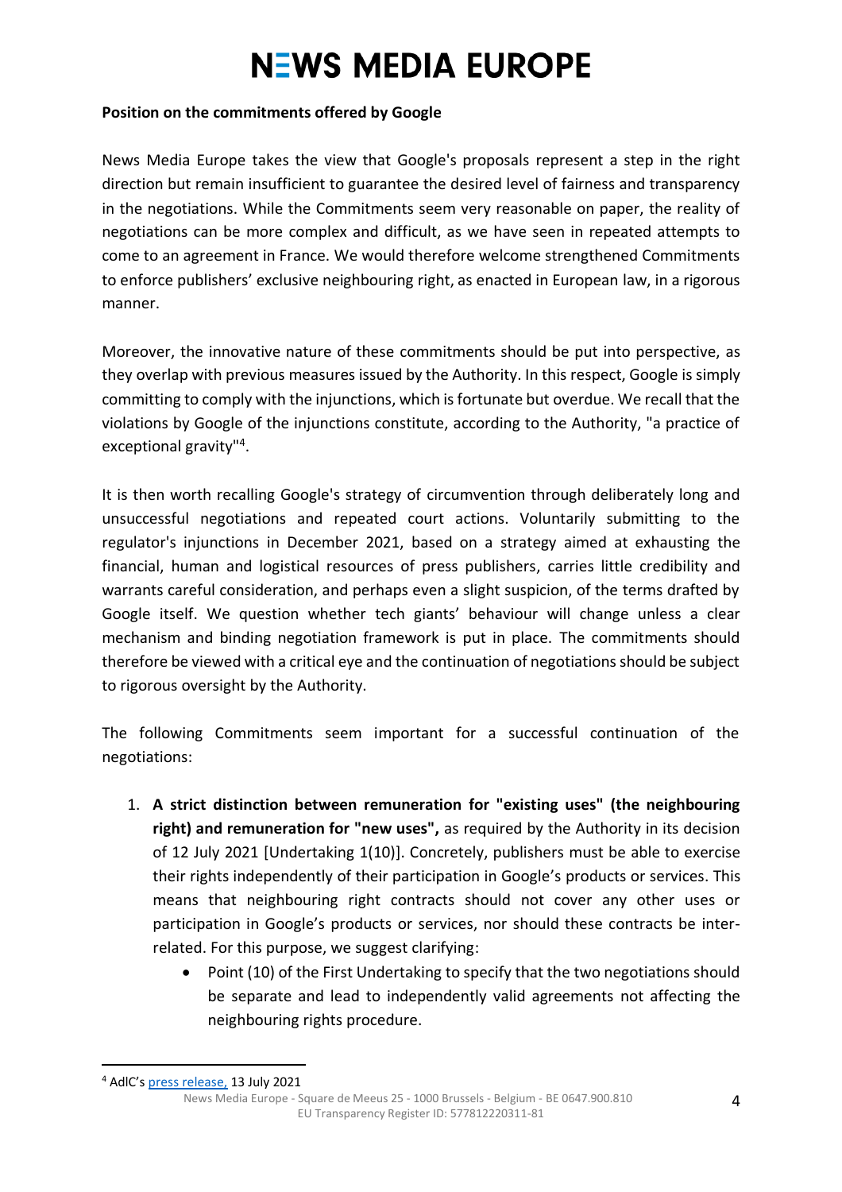**Position on the commitments offered by Google**

News Media Europe takes the view that Google's proposals represent a step in the right direction but remain insufficient to guarantee the desired level of fairness and transparency in the negotiations. While the Commitments seem very reasonable on paper, the reality of negotiations can be more complex and difficult, as we have seen in repeated attempts to come to an agreement in France. We would therefore welcome strengthened Commitments to enforce publishers' exclusive neighbouring right, as enacted in European law, in a rigorous manner.

Moreover, the innovative nature of these commitments should be put into perspective, as they overlap with previous measures issued by the Authority. In this respect, Google is simply committing to comply with the injunctions, which is fortunate but overdue. We recall that the violations by Google of the injunctions constitute, according to the Authority, "a practice of exceptional gravity"[4].

It is then worth recalling Google's strategy of circumvention through deliberately long and unsuccessful negotiations and repeated court actions. Voluntarily submitting to the regulator's injunctions in December 2021, based on a strategy aimed at exhausting the financial, human and logistical resources of press publishers, carries little credibility and warrants careful consideration, and perhaps even a slight suspicion, of the terms drafted by Google itself. We question whether tech giants' behaviour will change unless a clear mechanism and binding negotiation framework is put in place. The commitments should therefore be viewed with a critical eye and the continuation of negotiations should be subject to rigorous oversight by the Authority.

The following Commitments seem important for a successful continuation of the negotiations:

1. **A strict distinction between remuneration for "existing uses" (the neighbouring right) and remuneration for "new uses",** as required by the Authority in its decision of 12 July 2021 [Undertaking 1(10)]. Concretely, publishers must be able to exercise their rights independently of their participation in Google's products or services. This means that neighbouring right contracts should not cover any other uses or participation in Google's products or services, nor should these contracts be inter-related. For this purpose, we suggest clarifying:
    - Point (10) of the First Undertaking to specify that the two negotiations should be separate and lead to independently valid agreements not affecting the neighbouring rights procedure.

[4] AdlC's press release, 13 July 2021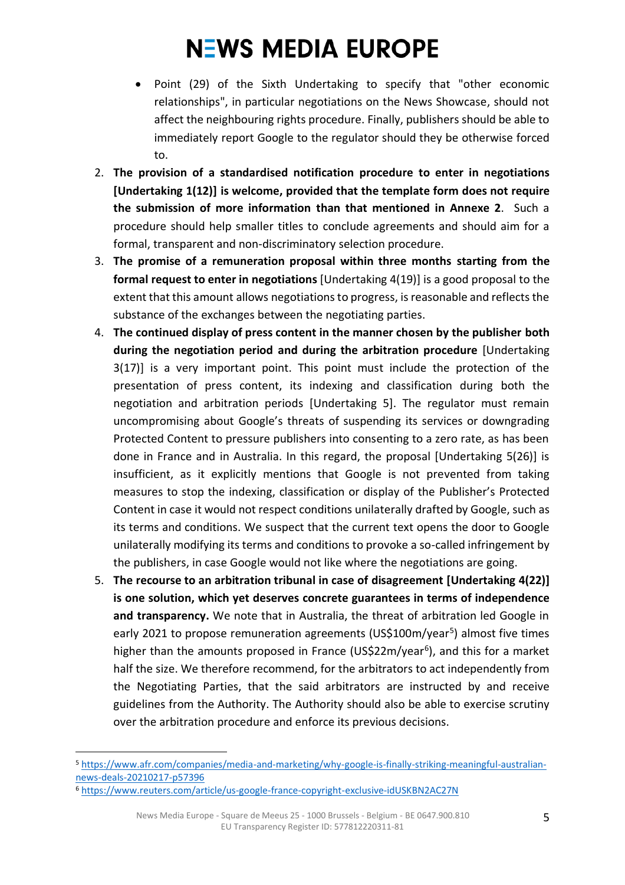- Point (29) of the Sixth Undertaking to specify that "other economic relationships", in particular negotiations on the News Showcase, should not affect the neighbouring rights procedure. Finally, publishers should be able to immediately report Google to the regulator should they be otherwise forced to.

2. **The provision of a standardised notification procedure to enter in negotiations [Undertaking 1(12)] is welcome, provided that the template form does not require the submission of more information than that mentioned in Annexe 2**. Such a procedure should help smaller titles to conclude agreements and should aim for a formal, transparent and non-discriminatory selection procedure.
3. **The promise of a remuneration proposal within three months starting from the formal request to enter in negotiations** [Undertaking 4(19)] is a good proposal to the extent that this amount allows negotiations to progress, is reasonable and reflects the substance of the exchanges between the negotiating parties.
4. **The continued display of press content in the manner chosen by the publisher both during the negotiation period and during the arbitration procedure** [Undertaking 3(17)] is a very important point. This point must include the protection of the presentation of press content, its indexing and classification during both the negotiation and arbitration periods [Undertaking 5]. The regulator must remain uncompromising about Google's threats of suspending its services or downgrading Protected Content to pressure publishers into consenting to a zero rate, as has been done in France and in Australia. In this regard, the proposal [Undertaking 5(26)] is insufficient, as it explicitly mentions that Google is not prevented from taking measures to stop the indexing, classification or display of the Publisher's Protected Content in case it would not respect conditions unilaterally drafted by Google, such as its terms and conditions. We suspect that the current text opens the door to Google unilaterally modifying its terms and conditions to provoke a so-called infringement by the publishers, in case Google would not like where the negotiations are going.
5. **The recourse to an arbitration tribunal in case of disagreement [Undertaking 4(22)] is one solution, which yet deserves concrete guarantees in terms of independence and transparency.** We note that in Australia, the threat of arbitration led Google in early 2021 to propose remuneration agreements (US$100m/year[5]) almost five times higher than the amounts proposed in France (US$22m/year[6]), and this for a market half the size. We therefore recommend, for the arbitrators to act independently from the Negotiating Parties, that the said arbitrators are instructed by and receive guidelines from the Authority. The Authority should also be able to exercise scrutiny over the arbitration procedure and enforce its previous decisions.

---

[5] https://www.afr.com/companies/media-and-marketing/why-google-is-finally-striking-meaningful-australian-news-deals-20210217-p57396

[6] https://www.reuters.com/article/us-google-france-copyright-exclusive-idUSKBN2AC27N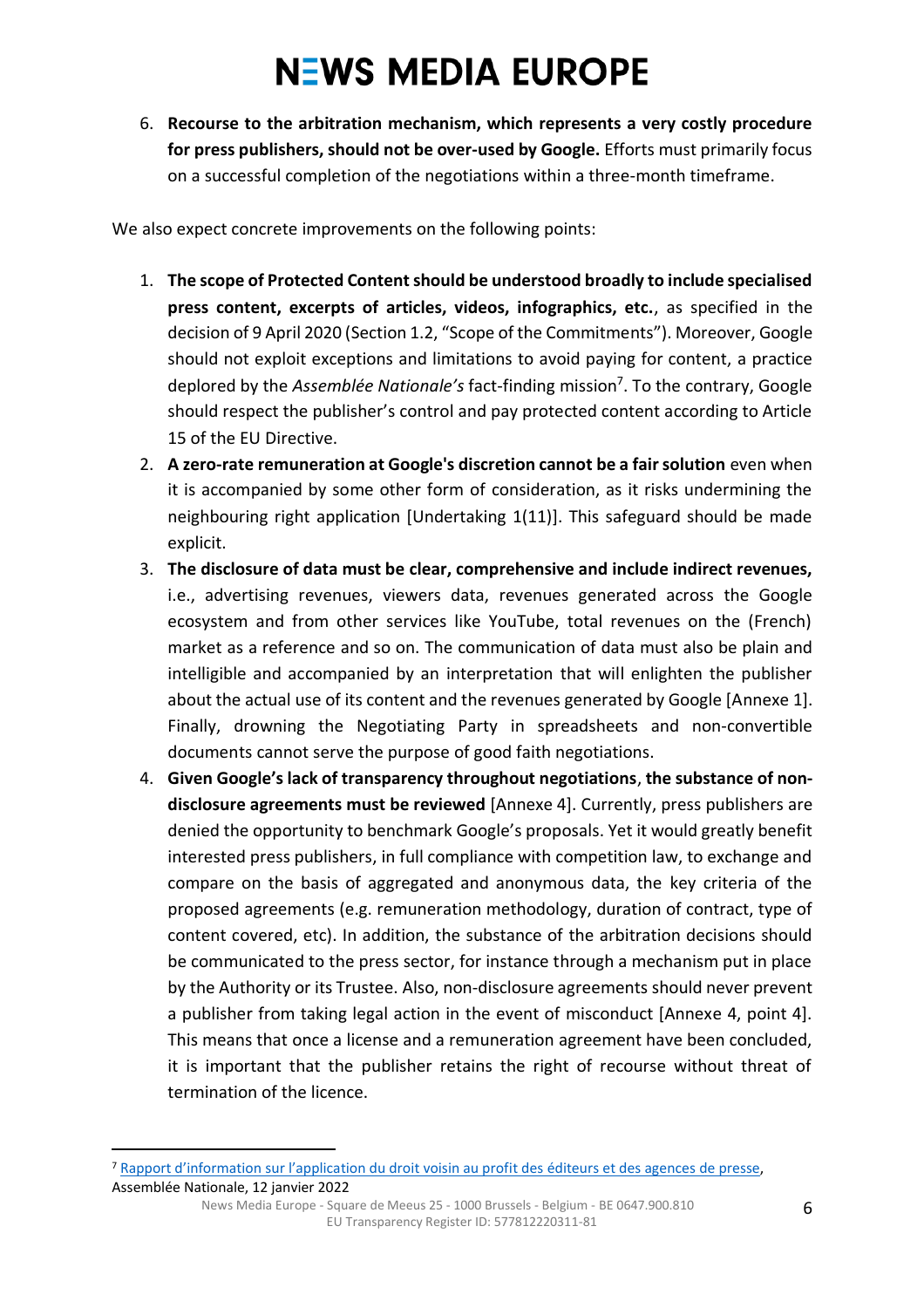6. **Recourse to the arbitration mechanism, which represents a very costly procedure for press publishers, should not be over-used by Google.** Efforts must primarily focus on a successful completion of the negotiations within a three-month timeframe.

We also expect concrete improvements on the following points:

1. **The scope of Protected Content should be understood broadly to include specialised press content, excerpts of articles, videos, infographics, etc.**, as specified in the decision of 9 April 2020 (Section 1.2, "Scope of the Commitments"). Moreover, Google should not exploit exceptions and limitations to avoid paying for content, a practice deplored by the *Assemblée Nationale's* fact-finding mission[7]. To the contrary, Google should respect the publisher's control and pay protected content according to Article 15 of the EU Directive.
2. **A zero-rate remuneration at Google's discretion cannot be a fair solution** even when it is accompanied by some other form of consideration, as it risks undermining the neighbouring right application [Undertaking 1(11)]. This safeguard should be made explicit.
3. **The disclosure of data must be clear, comprehensive and include indirect revenues,** i.e., advertising revenues, viewers data, revenues generated across the Google ecosystem and from other services like YouTube, total revenues on the (French) market as a reference and so on. The communication of data must also be plain and intelligible and accompanied by an interpretation that will enlighten the publisher about the actual use of its content and the revenues generated by Google [Annexe 1]. Finally, drowning the Negotiating Party in spreadsheets and non-convertible documents cannot serve the purpose of good faith negotiations.
4. **Given Google's lack of transparency throughout negotiations**, **the substance of non-disclosure agreements must be reviewed** [Annexe 4]. Currently, press publishers are denied the opportunity to benchmark Google's proposals. Yet it would greatly benefit interested press publishers, in full compliance with competition law, to exchange and compare on the basis of aggregated and anonymous data, the key criteria of the proposed agreements (e.g. remuneration methodology, duration of contract, type of content covered, etc). In addition, the substance of the arbitration decisions should be communicated to the press sector, for instance through a mechanism put in place by the Authority or its Trustee. Also, non-disclosure agreements should never prevent a publisher from taking legal action in the event of misconduct [Annexe 4, point 4]. This means that once a license and a remuneration agreement have been concluded, it is important that the publisher retains the right of recourse without threat of termination of the licence.

---

[7] Rapport d'information sur l'application du droit voisin au profit des éditeurs et des agences de presse, Assemblée Nationale, 12 janvier 2022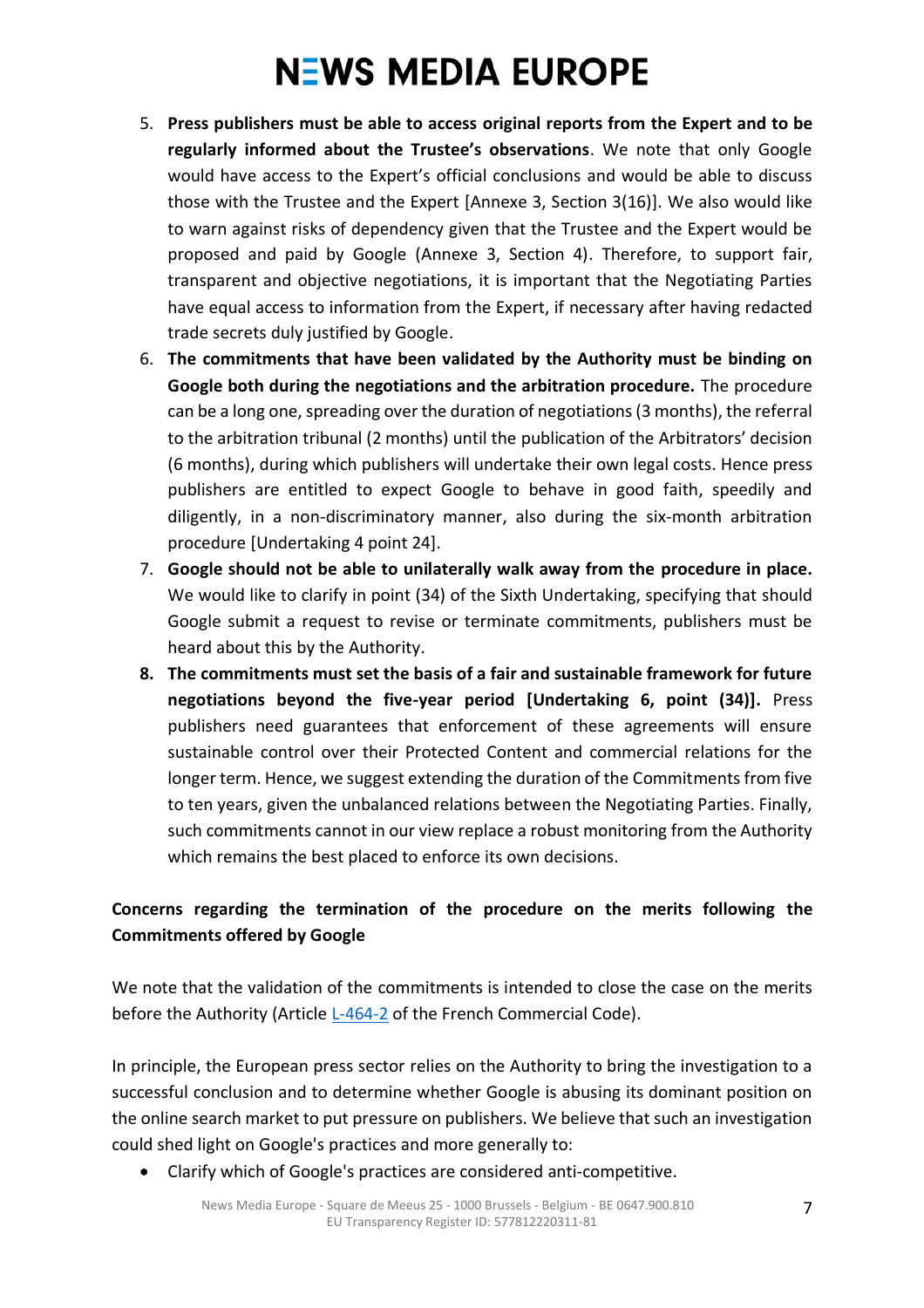5. **Press publishers must be able to access original reports from the Expert and to be regularly informed about the Trustee's observations**. We note that only Google would have access to the Expert's official conclusions and would be able to discuss those with the Trustee and the Expert [Annexe 3, Section 3(16)]. We also would like to warn against risks of dependency given that the Trustee and the Expert would be proposed and paid by Google (Annexe 3, Section 4). Therefore, to support fair, transparent and objective negotiations, it is important that the Negotiating Parties have equal access to information from the Expert, if necessary after having redacted trade secrets duly justified by Google.
6. **The commitments that have been validated by the Authority must be binding on Google both during the negotiations and the arbitration procedure.** The procedure can be a long one, spreading over the duration of negotiations (3 months), the referral to the arbitration tribunal (2 months) until the publication of the Arbitrators' decision (6 months), during which publishers will undertake their own legal costs. Hence press publishers are entitled to expect Google to behave in good faith, speedily and diligently, in a non-discriminatory manner, also during the six-month arbitration procedure [Undertaking 4 point 24].
7. **Google should not be able to unilaterally walk away from the procedure in place.** We would like to clarify in point (34) of the Sixth Undertaking, specifying that should Google submit a request to revise or terminate commitments, publishers must be heard about this by the Authority.
8. **The commitments must set the basis of a fair and sustainable framework for future negotiations beyond the five-year period [Undertaking 6, point (34)].** Press publishers need guarantees that enforcement of these agreements will ensure sustainable control over their Protected Content and commercial relations for the longer term. Hence, we suggest extending the duration of the Commitments from five to ten years, given the unbalanced relations between the Negotiating Parties. Finally, such commitments cannot in our view replace a robust monitoring from the Authority which remains the best placed to enforce its own decisions.

**Concerns regarding the termination of the procedure on the merits following the Commitments offered by Google**

We note that the validation of the commitments is intended to close the case on the merits before the Authority (Article L-464-2 of the French Commercial Code).

In principle, the European press sector relies on the Authority to bring the investigation to a successful conclusion and to determine whether Google is abusing its dominant position on the online search market to put pressure on publishers. We believe that such an investigation could shed light on Google's practices and more generally to:

- Clarify which of Google's practices are considered anti-competitive.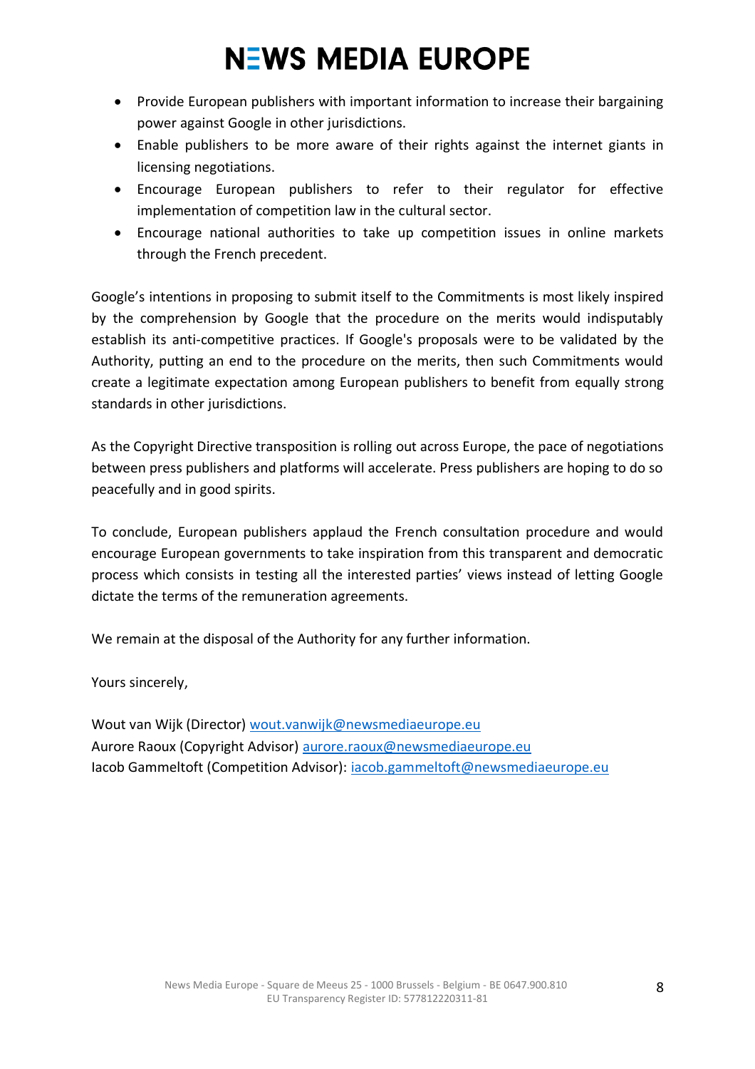- Provide European publishers with important information to increase their bargaining power against Google in other jurisdictions.
- Enable publishers to be more aware of their rights against the internet giants in licensing negotiations.
- Encourage European publishers to refer to their regulator for effective implementation of competition law in the cultural sector.
- Encourage national authorities to take up competition issues in online markets through the French precedent.

Google's intentions in proposing to submit itself to the Commitments is most likely inspired by the comprehension by Google that the procedure on the merits would indisputably establish its anti-competitive practices. If Google's proposals were to be validated by the Authority, putting an end to the procedure on the merits, then such Commitments would create a legitimate expectation among European publishers to benefit from equally strong standards in other jurisdictions.

As the Copyright Directive transposition is rolling out across Europe, the pace of negotiations between press publishers and platforms will accelerate. Press publishers are hoping to do so peacefully and in good spirits.

To conclude, European publishers applaud the French consultation procedure and would encourage European governments to take inspiration from this transparent and democratic process which consists in testing all the interested parties' views instead of letting Google dictate the terms of the remuneration agreements.

We remain at the disposal of the Authority for any further information.

Yours sincerely,

Wout van Wijk (Director) wout.vanwijk@newsmediaeurope.eu
Aurore Raoux (Copyright Advisor) aurore.raoux@newsmediaeurope.eu
Iacob Gammeltoft (Competition Advisor): iacob.gammeltoft@newsmediaeurope.eu